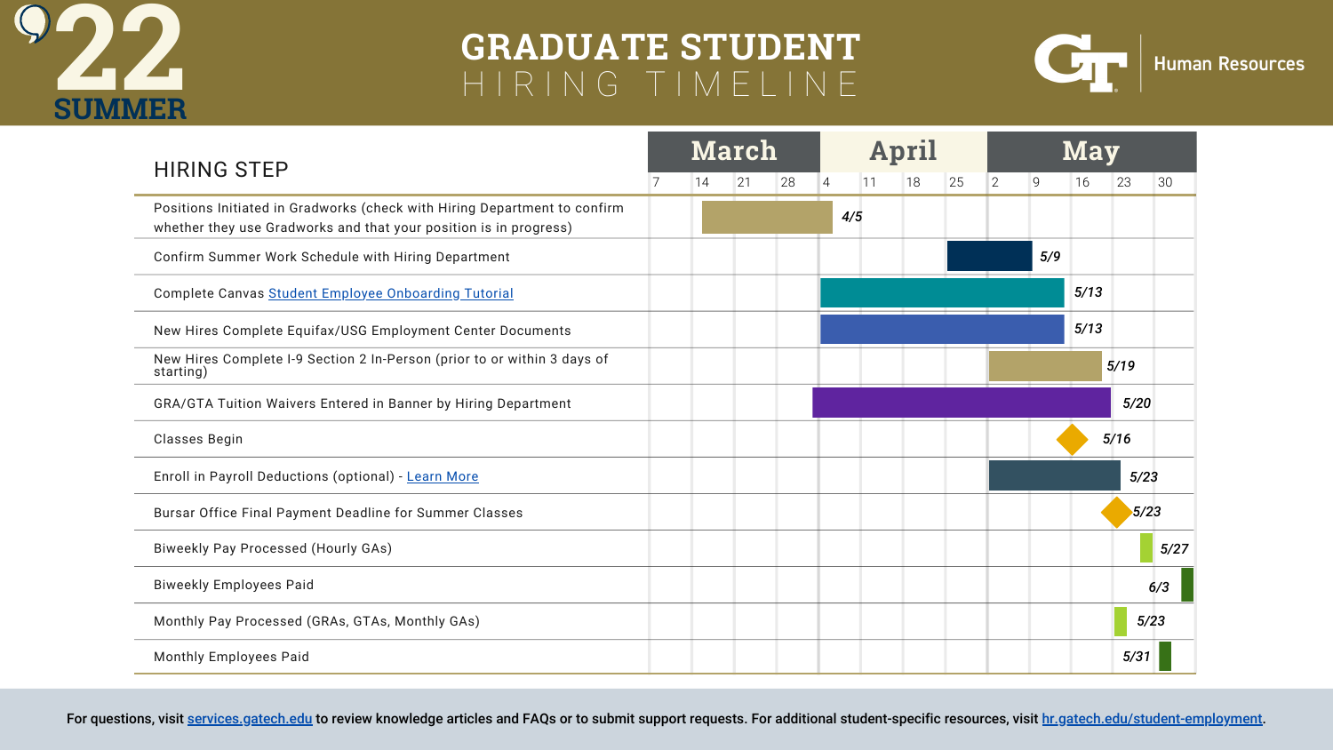# '22 SUMMER

# GRADUATE STUDENT HIRING TIMELINE

GT Human Resources

| HIRING STEP | Date |
|---|---|
| Positions Initiated in Gradworks (check with Hiring Department to confirm whether they use Gradworks and that your position is in progress) | 4/5 |
| Confirm Summer Work Schedule with Hiring Department | 5/9 |
| Complete Canvas [Student Employee Onboarding Tutorial] | 5/13 |
| New Hires Complete Equifax/USG Employment Center Documents | 5/13 |
| New Hires Complete I-9 Section 2 In-Person (prior to or within 3 days of starting) | 5/19 |
| GRA/GTA Tuition Waivers Entered in Banner by Hiring Department | 5/20 |
| Classes Begin | 5/16 |
| Enroll in Payroll Deductions (optional) - [Learn More] | 5/23 |
| Bursar Office Final Payment Deadline for Summer Classes | 5/23 |
| Biweekly Pay Processed (Hourly GAs) | 5/27 |
| Biweekly Employees Paid | 6/3 |
| Monthly Pay Processed (GRAs, GTAs, Monthly GAs) | 5/23 |
| Monthly Employees Paid | 5/31 |

For questions, visit services.gatech.edu to review knowledge articles and FAQs or to submit support requests. For additional student-specific resources, visit hr.gatech.edu/student-employment.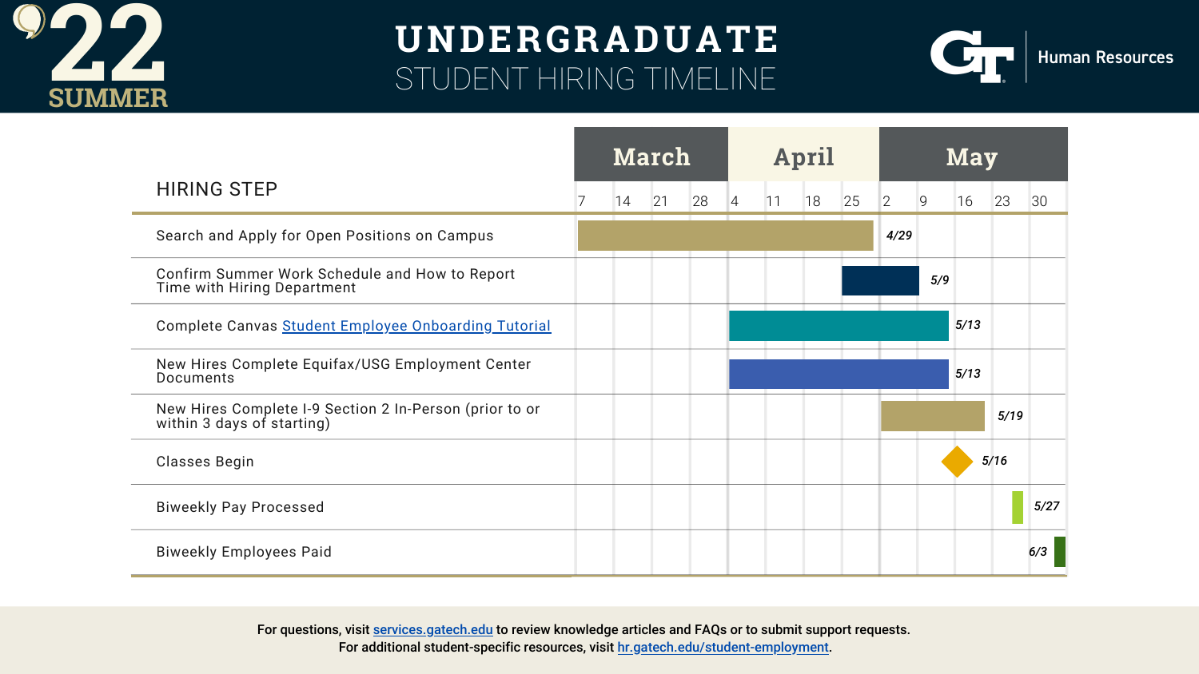'22 SUMMER

# UNDERGRADUATE STUDENT HIRING TIMELINE

GT Human Resources

March | April | May

HIRING STEP

7 14 21 28 4 11 18 25 2 9 16 23 30

Search and Apply for Open Positions on Campus — 4/29

Confirm Summer Work Schedule and How to Report Time with Hiring Department — 5/9

Complete Canvas Student Employee Onboarding Tutorial — 5/13

New Hires Complete Equifax/USG Employment Center Documents — 5/13

New Hires Complete I-9 Section 2 In-Person (prior to or within 3 days of starting) — 5/19

Classes Begin — 5/16

Biweekly Pay Processed — 5/27

Biweekly Employees Paid — 6/3

For questions, visit services.gatech.edu to review knowledge articles and FAQs or to submit support requests.
For additional student-specific resources, visit hr.gatech.edu/student-employment.